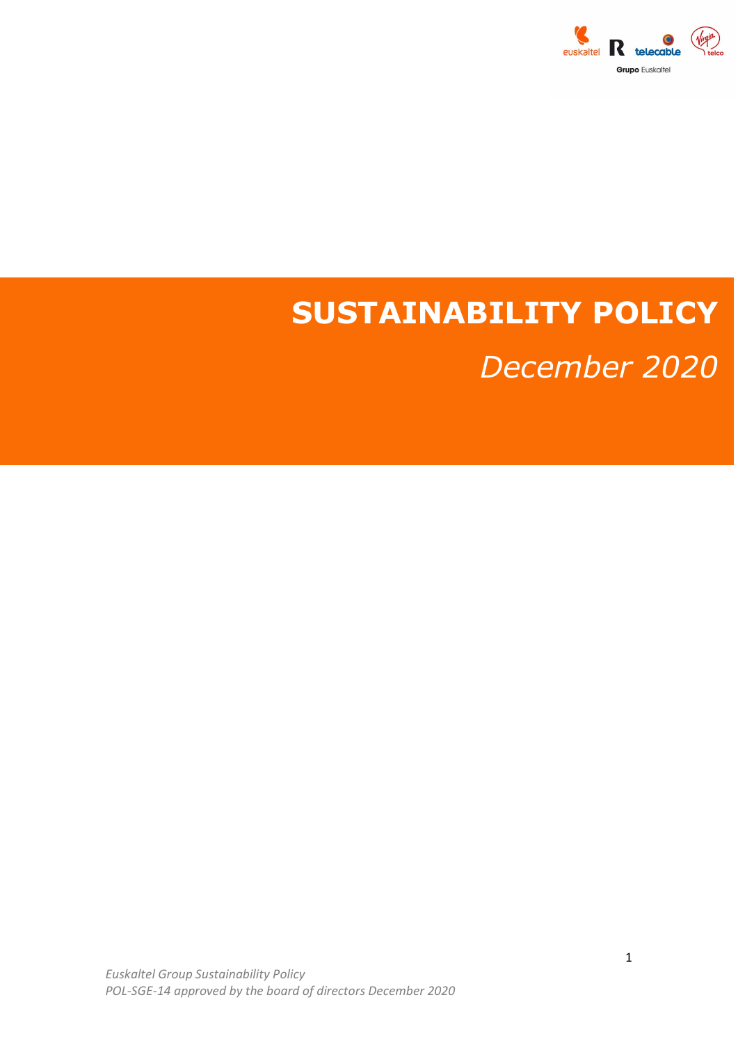# SUSTAINABILITY POLICY

*December 2020*

*Euskaltel Group Sustainability Policy*
*POL-SGE-14 approved by the board of directors December 2020*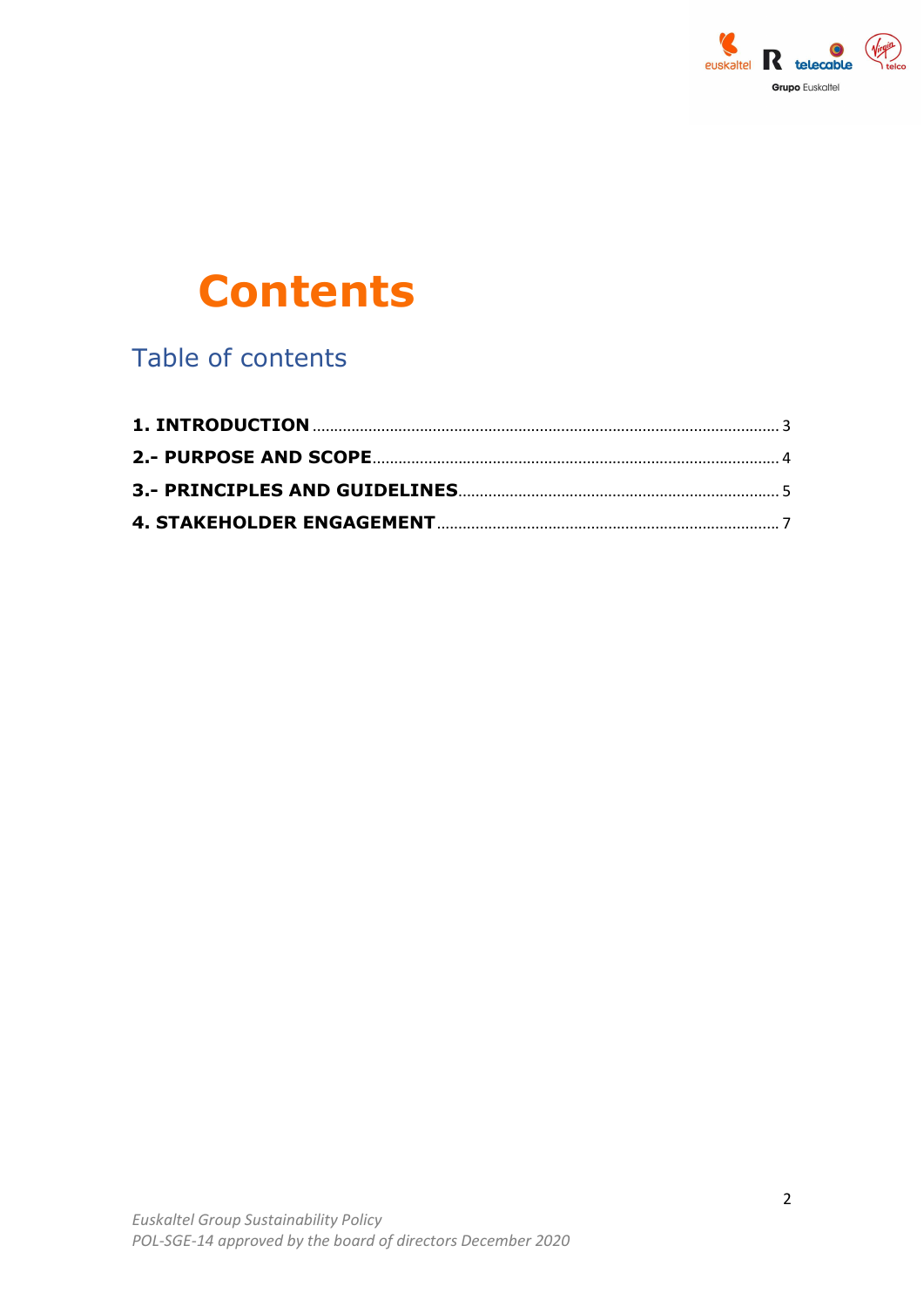# Contents

## Table of contents

**1. INTRODUCTION** ........ 3

**2.- PURPOSE AND SCOPE** ........ 4

**3.- PRINCIPLES AND GUIDELINES** ........ 5

**4. STAKEHOLDER ENGAGEMENT** ........ 7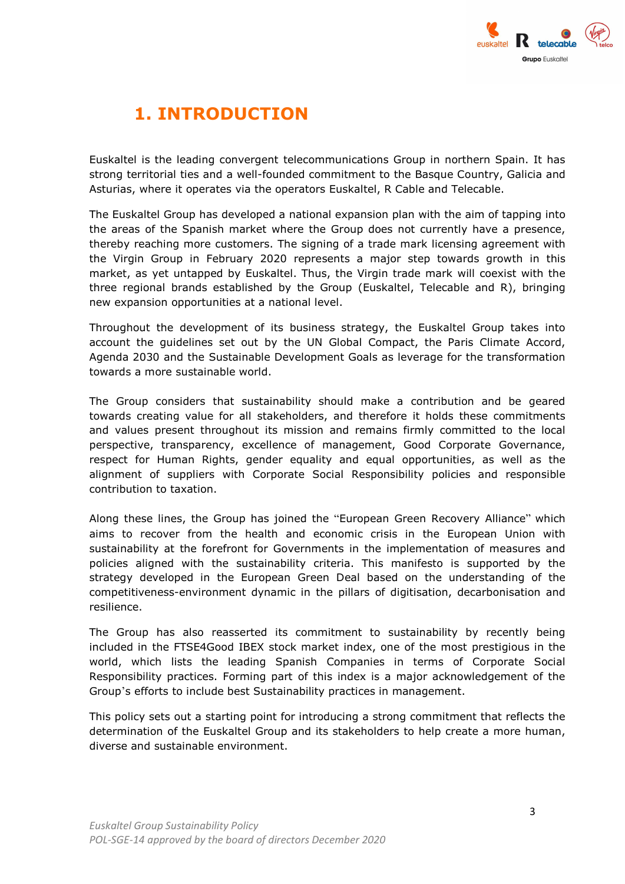# 1. INTRODUCTION

Euskaltel is the leading convergent telecommunications Group in northern Spain. It has strong territorial ties and a well-founded commitment to the Basque Country, Galicia and Asturias, where it operates via the operators Euskaltel, R Cable and Telecable.

The Euskaltel Group has developed a national expansion plan with the aim of tapping into the areas of the Spanish market where the Group does not currently have a presence, thereby reaching more customers. The signing of a trade mark licensing agreement with the Virgin Group in February 2020 represents a major step towards growth in this market, as yet untapped by Euskaltel. Thus, the Virgin trade mark will coexist with the three regional brands established by the Group (Euskaltel, Telecable and R), bringing new expansion opportunities at a national level.

Throughout the development of its business strategy, the Euskaltel Group takes into account the guidelines set out by the UN Global Compact, the Paris Climate Accord, Agenda 2030 and the Sustainable Development Goals as leverage for the transformation towards a more sustainable world.

The Group considers that sustainability should make a contribution and be geared towards creating value for all stakeholders, and therefore it holds these commitments and values present throughout its mission and remains firmly committed to the local perspective, transparency, excellence of management, Good Corporate Governance, respect for Human Rights, gender equality and equal opportunities, as well as the alignment of suppliers with Corporate Social Responsibility policies and responsible contribution to taxation.

Along these lines, the Group has joined the "European Green Recovery Alliance" which aims to recover from the health and economic crisis in the European Union with sustainability at the forefront for Governments in the implementation of measures and policies aligned with the sustainability criteria. This manifesto is supported by the strategy developed in the European Green Deal based on the understanding of the competitiveness-environment dynamic in the pillars of digitisation, decarbonisation and resilience.

The Group has also reasserted its commitment to sustainability by recently being included in the FTSE4Good IBEX stock market index, one of the most prestigious in the world, which lists the leading Spanish Companies in terms of Corporate Social Responsibility practices. Forming part of this index is a major acknowledgement of the Group's efforts to include best Sustainability practices in management.

This policy sets out a starting point for introducing a strong commitment that reflects the determination of the Euskaltel Group and its stakeholders to help create a more human, diverse and sustainable environment.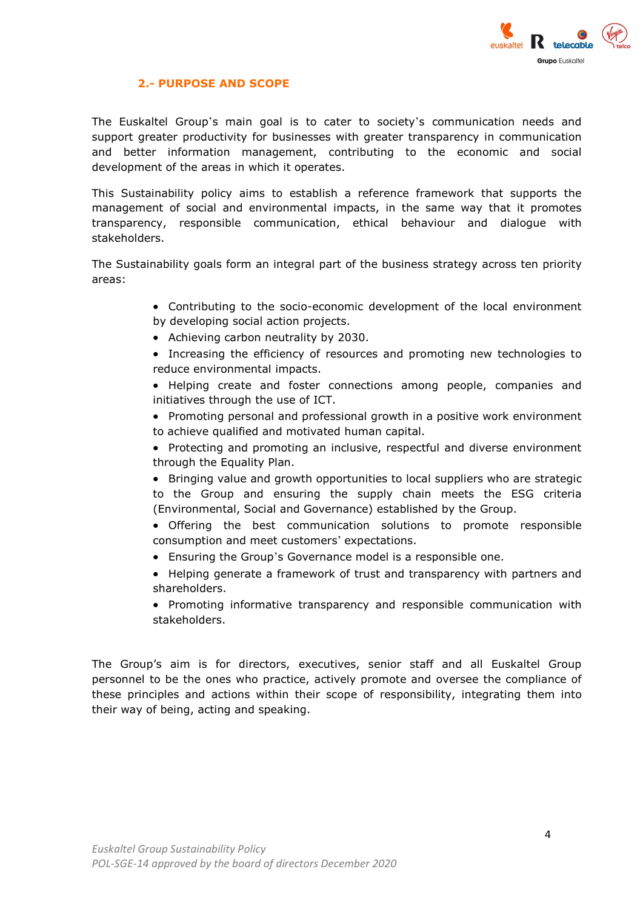## 2.- PURPOSE AND SCOPE

The Euskaltel Group's main goal is to cater to society's communication needs and support greater productivity for businesses with greater transparency in communication and better information management, contributing to the economic and social development of the areas in which it operates.

This Sustainability policy aims to establish a reference framework that supports the management of social and environmental impacts, in the same way that it promotes transparency, responsible communication, ethical behaviour and dialogue with stakeholders.

The Sustainability goals form an integral part of the business strategy across ten priority areas:

- Contributing to the socio-economic development of the local environment by developing social action projects.
- Achieving carbon neutrality by 2030.
- Increasing the efficiency of resources and promoting new technologies to reduce environmental impacts.
- Helping create and foster connections among people, companies and initiatives through the use of ICT.
- Promoting personal and professional growth in a positive work environment to achieve qualified and motivated human capital.
- Protecting and promoting an inclusive, respectful and diverse environment through the Equality Plan.
- Bringing value and growth opportunities to local suppliers who are strategic to the Group and ensuring the supply chain meets the ESG criteria (Environmental, Social and Governance) established by the Group.
- Offering the best communication solutions to promote responsible consumption and meet customers' expectations.
- Ensuring the Group's Governance model is a responsible one.
- Helping generate a framework of trust and transparency with partners and shareholders.
- Promoting informative transparency and responsible communication with stakeholders.

The Group's aim is for directors, executives, senior staff and all Euskaltel Group personnel to be the ones who practice, actively promote and oversee the compliance of these principles and actions within their scope of responsibility, integrating them into their way of being, acting and speaking.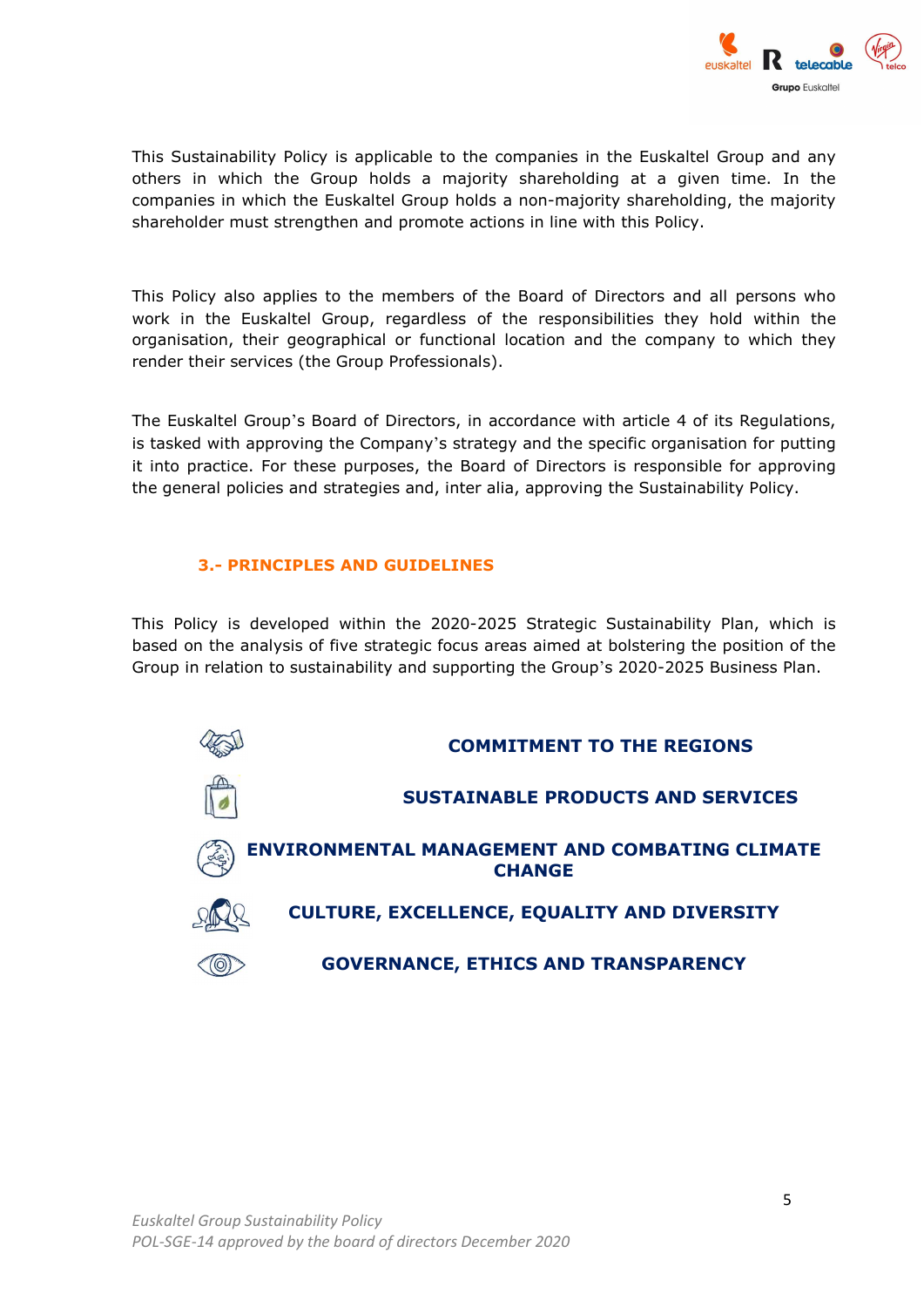This Sustainability Policy is applicable to the companies in the Euskaltel Group and any others in which the Group holds a majority shareholding at a given time. In the companies in which the Euskaltel Group holds a non-majority shareholding, the majority shareholder must strengthen and promote actions in line with this Policy.

This Policy also applies to the members of the Board of Directors and all persons who work in the Euskaltel Group, regardless of the responsibilities they hold within the organisation, their geographical or functional location and the company to which they render their services (the Group Professionals).

The Euskaltel Group's Board of Directors, in accordance with article 4 of its Regulations, is tasked with approving the Company's strategy and the specific organisation for putting it into practice. For these purposes, the Board of Directors is responsible for approving the general policies and strategies and, inter alia, approving the Sustainability Policy.

## 3.- PRINCIPLES AND GUIDELINES

This Policy is developed within the 2020-2025 Strategic Sustainability Plan, which is based on the analysis of five strategic focus areas aimed at bolstering the position of the Group in relation to sustainability and supporting the Group's 2020-2025 Business Plan.

- **COMMITMENT TO THE REGIONS**
- **SUSTAINABLE PRODUCTS AND SERVICES**
- **ENVIRONMENTAL MANAGEMENT AND COMBATING CLIMATE CHANGE**
- **CULTURE, EXCELLENCE, EQUALITY AND DIVERSITY**
- **GOVERNANCE, ETHICS AND TRANSPARENCY**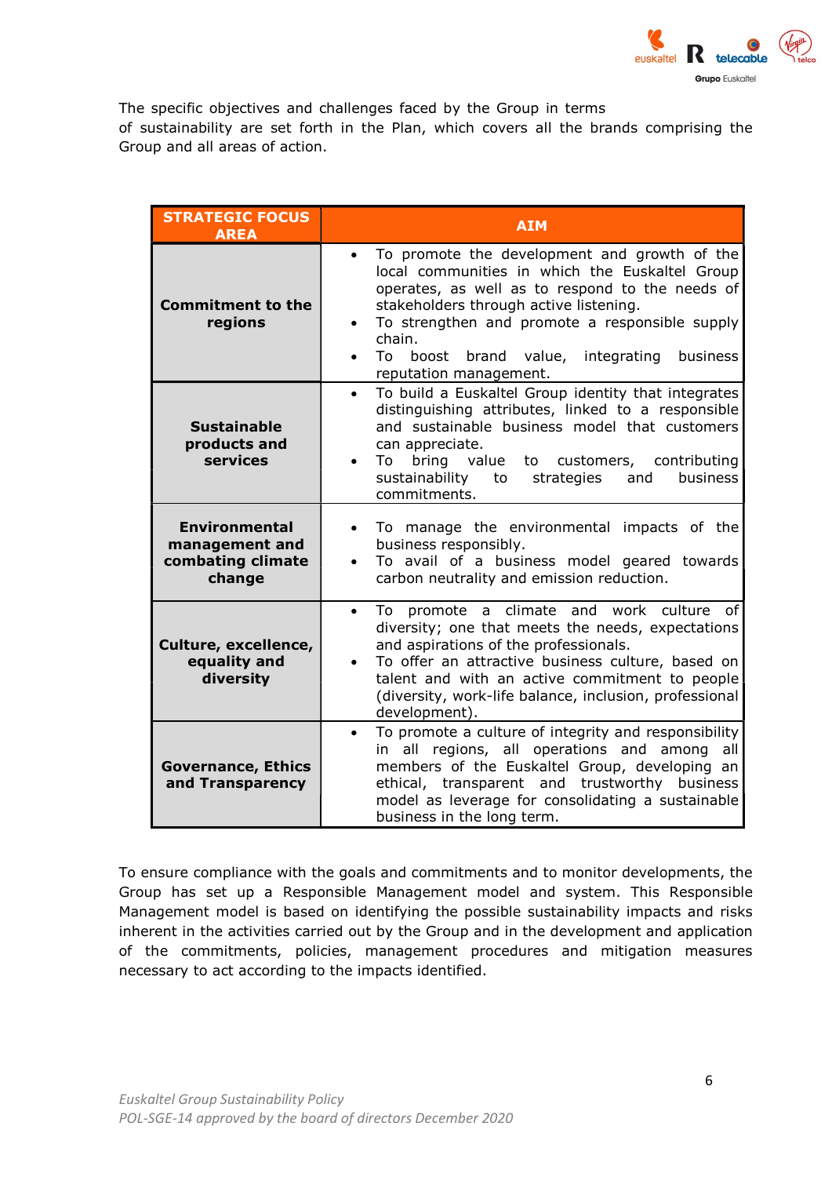The specific objectives and challenges faced by the Group in terms of sustainability are set forth in the Plan, which covers all the brands comprising the Group and all areas of action.

| STRATEGIC FOCUS AREA | AIM |
|---|---|
| **Commitment to the regions** | • To promote the development and growth of the local communities in which the Euskaltel Group operates, as well as to respond to the needs of stakeholders through active listening.<br>• To strengthen and promote a responsible supply chain.<br>• To boost brand value, integrating business reputation management. |
| **Sustainable products and services** | • To build a Euskaltel Group identity that integrates distinguishing attributes, linked to a responsible and sustainable business model that customers can appreciate.<br>• To bring value to customers, contributing sustainability to strategies and business commitments. |
| **Environmental management and combating climate change** | • To manage the environmental impacts of the business responsibly.<br>• To avail of a business model geared towards carbon neutrality and emission reduction. |
| **Culture, excellence, equality and diversity** | • To promote a climate and work culture of diversity; one that meets the needs, expectations and aspirations of the professionals.<br>• To offer an attractive business culture, based on talent and with an active commitment to people (diversity, work-life balance, inclusion, professional development). |
| **Governance, Ethics and Transparency** | • To promote a culture of integrity and responsibility in all regions, all operations and among all members of the Euskaltel Group, developing an ethical, transparent and trustworthy business model as leverage for consolidating a sustainable business in the long term. |

To ensure compliance with the goals and commitments and to monitor developments, the Group has set up a Responsible Management model and system. This Responsible Management model is based on identifying the possible sustainability impacts and risks inherent in the activities carried out by the Group and in the development and application of the commitments, policies, management procedures and mitigation measures necessary to act according to the impacts identified.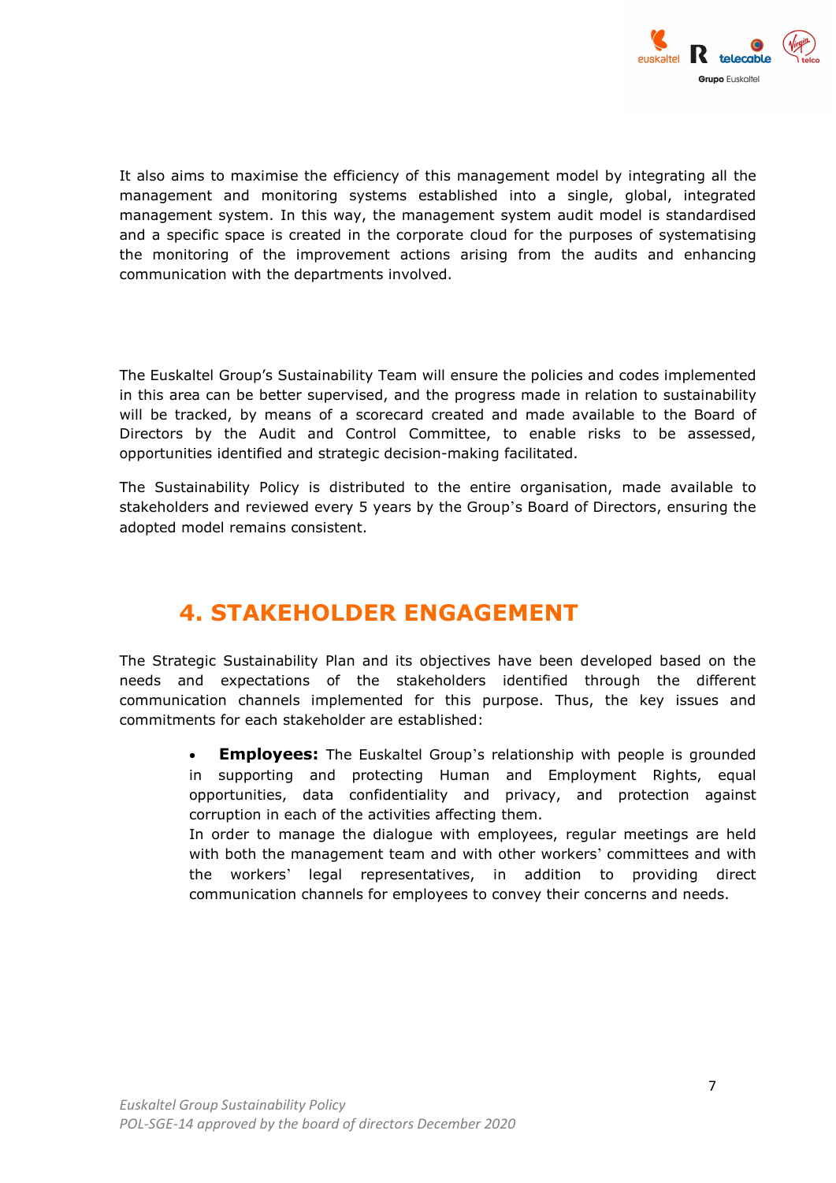It also aims to maximise the efficiency of this management model by integrating all the management and monitoring systems established into a single, global, integrated management system. In this way, the management system audit model is standardised and a specific space is created in the corporate cloud for the purposes of systematising the monitoring of the improvement actions arising from the audits and enhancing communication with the departments involved.

The Euskaltel Group's Sustainability Team will ensure the policies and codes implemented in this area can be better supervised, and the progress made in relation to sustainability will be tracked, by means of a scorecard created and made available to the Board of Directors by the Audit and Control Committee, to enable risks to be assessed, opportunities identified and strategic decision-making facilitated.

The Sustainability Policy is distributed to the entire organisation, made available to stakeholders and reviewed every 5 years by the Group's Board of Directors, ensuring the adopted model remains consistent.

## 4. STAKEHOLDER ENGAGEMENT

The Strategic Sustainability Plan and its objectives have been developed based on the needs and expectations of the stakeholders identified through the different communication channels implemented for this purpose. Thus, the key issues and commitments for each stakeholder are established:

- **Employees:** The Euskaltel Group's relationship with people is grounded in supporting and protecting Human and Employment Rights, equal opportunities, data confidentiality and privacy, and protection against corruption in each of the activities affecting them.
  In order to manage the dialogue with employees, regular meetings are held with both the management team and with other workers' committees and with the workers' legal representatives, in addition to providing direct communication channels for employees to convey their concerns and needs.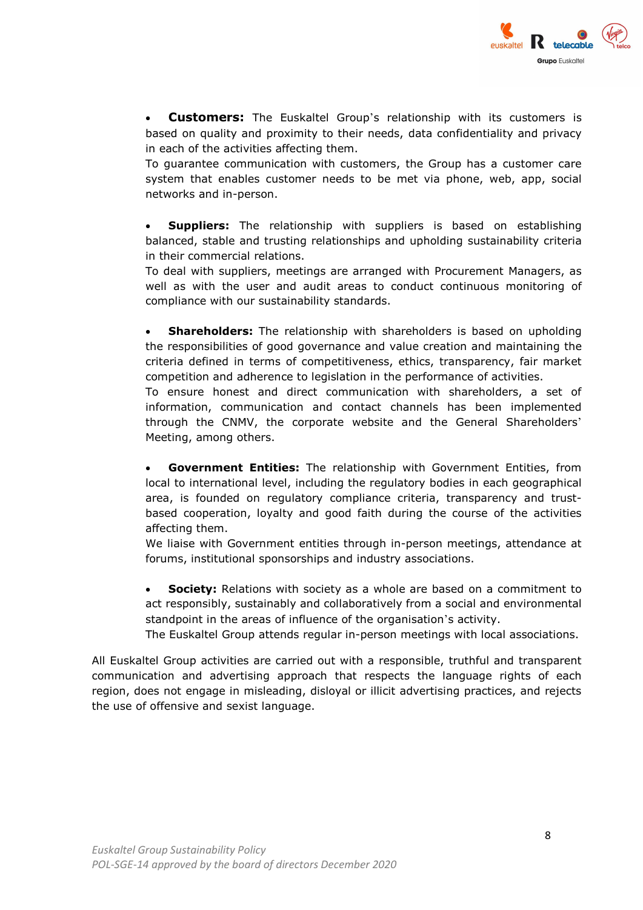- **Customers:** The Euskaltel Group's relationship with its customers is based on quality and proximity to their needs, data confidentiality and privacy in each of the activities affecting them.
  To guarantee communication with customers, the Group has a customer care system that enables customer needs to be met via phone, web, app, social networks and in-person.

- **Suppliers:** The relationship with suppliers is based on establishing balanced, stable and trusting relationships and upholding sustainability criteria in their commercial relations.
  To deal with suppliers, meetings are arranged with Procurement Managers, as well as with the user and audit areas to conduct continuous monitoring of compliance with our sustainability standards.

- **Shareholders:** The relationship with shareholders is based on upholding the responsibilities of good governance and value creation and maintaining the criteria defined in terms of competitiveness, ethics, transparency, fair market competition and adherence to legislation in the performance of activities.
  To ensure honest and direct communication with shareholders, a set of information, communication and contact channels has been implemented through the CNMV, the corporate website and the General Shareholders' Meeting, among others.

- **Government Entities:** The relationship with Government Entities, from local to international level, including the regulatory bodies in each geographical area, is founded on regulatory compliance criteria, transparency and trust-based cooperation, loyalty and good faith during the course of the activities affecting them.
  We liaise with Government entities through in-person meetings, attendance at forums, institutional sponsorships and industry associations.

- **Society:** Relations with society as a whole are based on a commitment to act responsibly, sustainably and collaboratively from a social and environmental standpoint in the areas of influence of the organisation's activity.
  The Euskaltel Group attends regular in-person meetings with local associations.

All Euskaltel Group activities are carried out with a responsible, truthful and transparent communication and advertising approach that respects the language rights of each region, does not engage in misleading, disloyal or illicit advertising practices, and rejects the use of offensive and sexist language.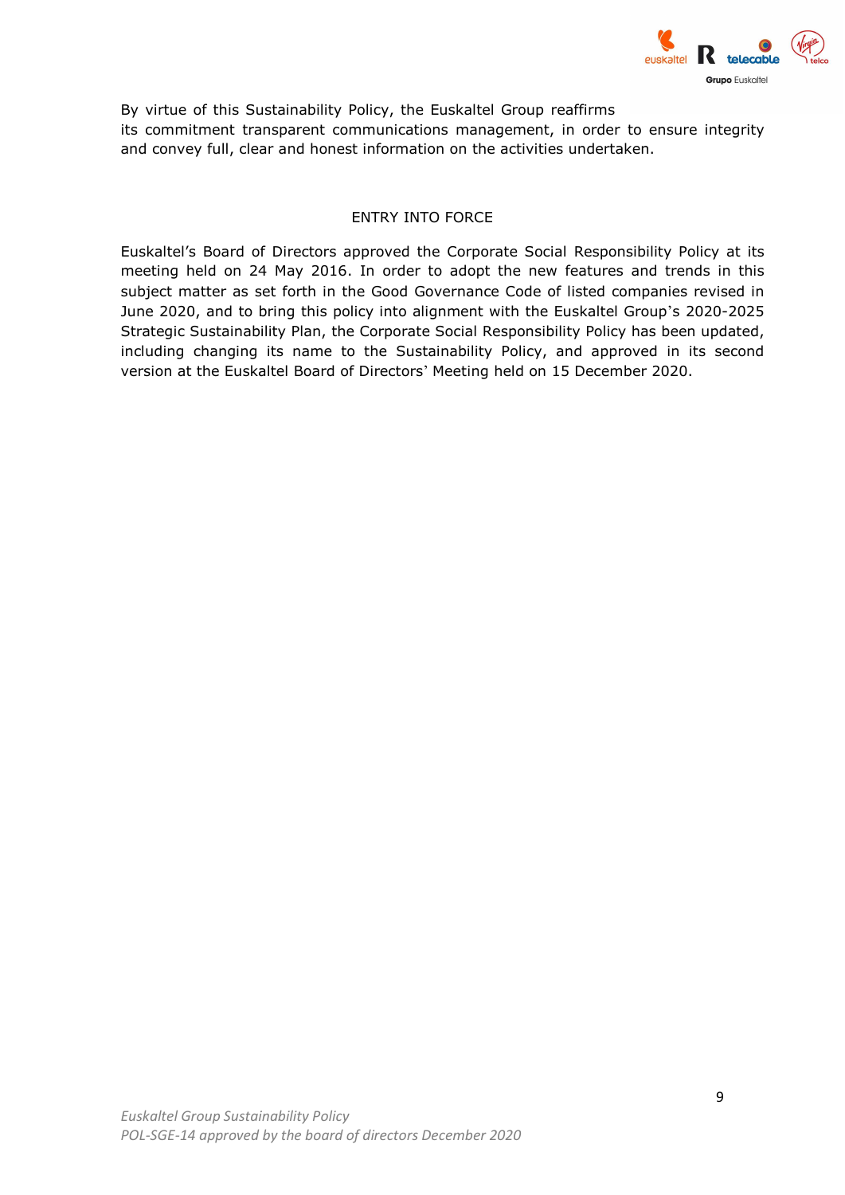By virtue of this Sustainability Policy, the Euskaltel Group reaffirms its commitment transparent communications management, in order to ensure integrity and convey full, clear and honest information on the activities undertaken.

## ENTRY INTO FORCE

Euskaltel's Board of Directors approved the Corporate Social Responsibility Policy at its meeting held on 24 May 2016. In order to adopt the new features and trends in this subject matter as set forth in the Good Governance Code of listed companies revised in June 2020, and to bring this policy into alignment with the Euskaltel Group's 2020-2025 Strategic Sustainability Plan, the Corporate Social Responsibility Policy has been updated, including changing its name to the Sustainability Policy, and approved in its second version at the Euskaltel Board of Directors' Meeting held on 15 December 2020.